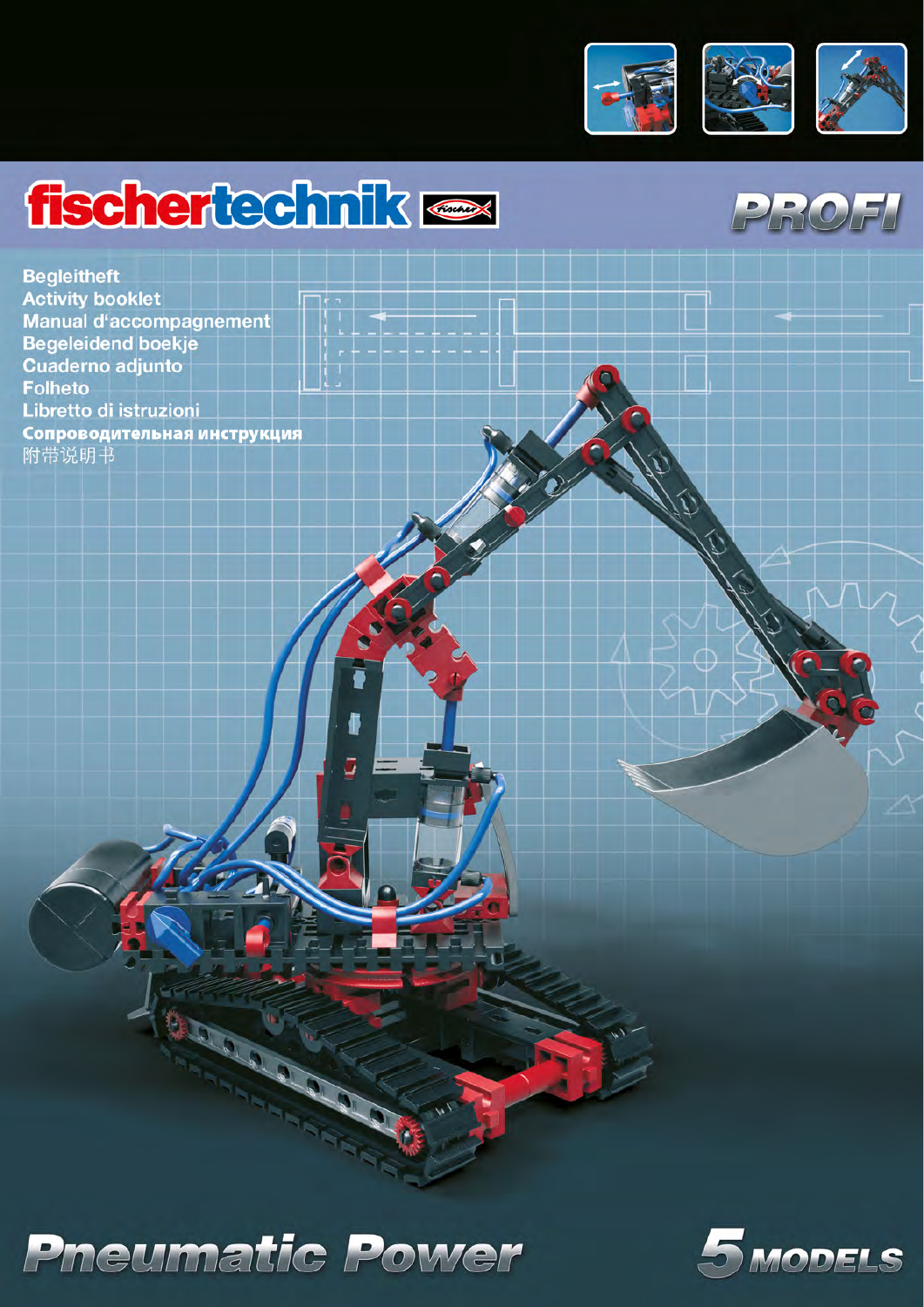# fischertechnik

PROFI

Begleitheft
Activity booklet
Manual d'accompagnement
Begeleidend boekje
Cuaderno adjunto
Folheto
Libretto di istruzioni
Сопроводительная инструкция
附带说明书

# Pneumatic Power

5 MODELS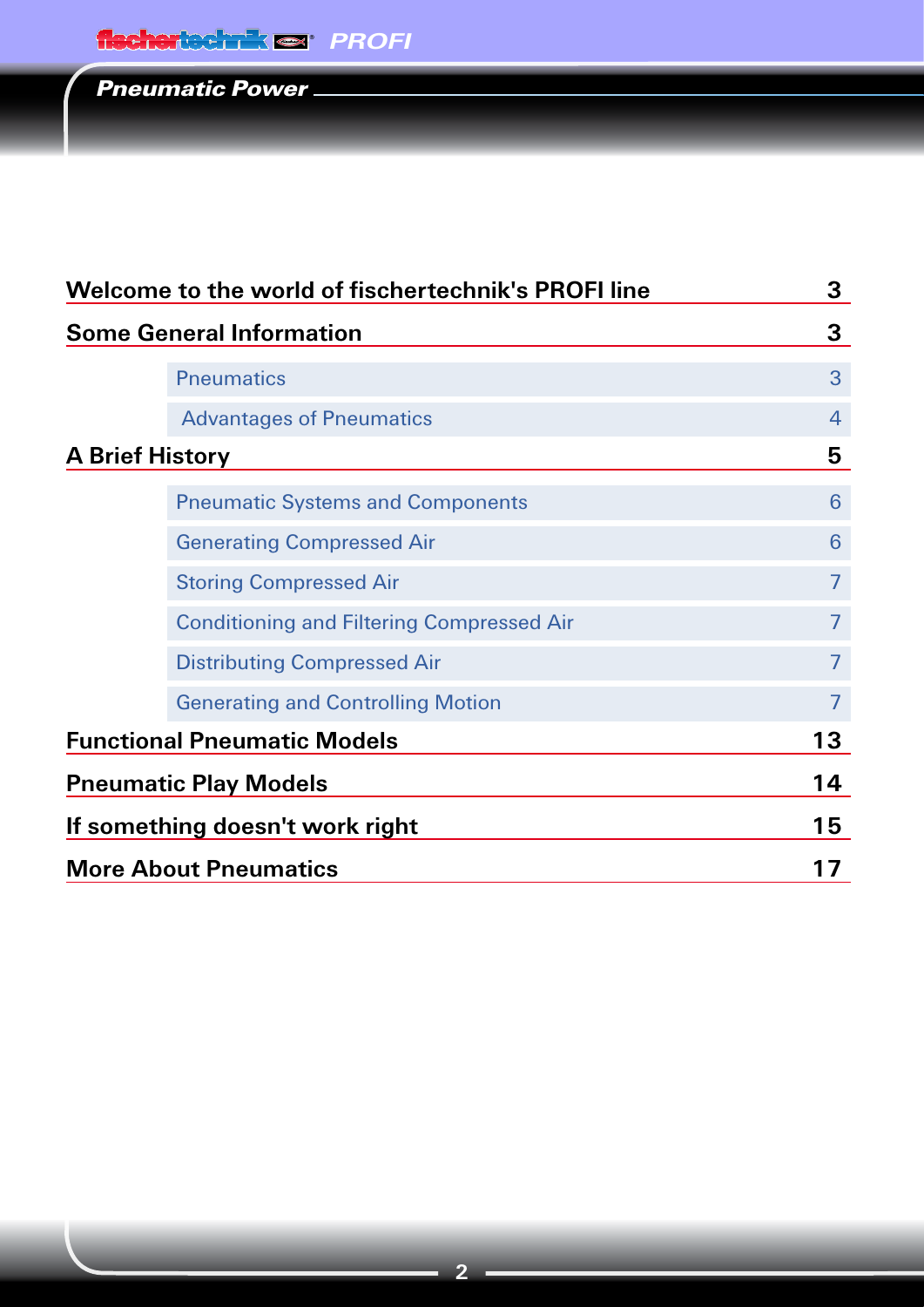| Section | Page |
|---|---|
| **Welcome to the world of fischertechnik's PROFI line** | **3** |
| **Some General Information** | **3** |
| Pneumatics | 3 |
| Advantages of Pneumatics | 4 |
| **A Brief History** | **5** |
| Pneumatic Systems and Components | 6 |
| Generating Compressed Air | 6 |
| Storing Compressed Air | 7 |
| Conditioning and Filtering Compressed Air | 7 |
| Distributing Compressed Air | 7 |
| Generating and Controlling Motion | 7 |
| **Functional Pneumatic Models** | **13** |
| **Pneumatic Play Models** | **14** |
| **If something doesn't work right** | **15** |
| **More About Pneumatics** | **17** |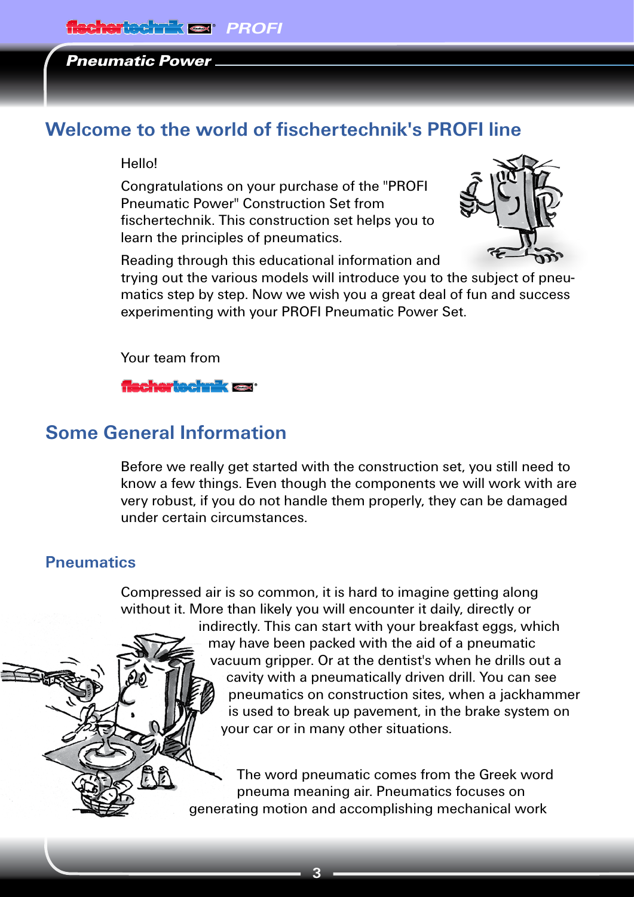# Welcome to the world of fischertechnik's PROFI line

Hello!

Congratulations on your purchase of the "PROFI Pneumatic Power" Construction Set from fischertechnik. This construction set helps you to learn the principles of pneumatics.

Reading through this educational information and trying out the various models will introduce you to the subject of pneumatics step by step. Now we wish you a great deal of fun and success experimenting with your PROFI Pneumatic Power Set.

Your team from

fischertechnik

# Some General Information

Before we really get started with the construction set, you still need to know a few things. Even though the components we will work with are very robust, if you do not handle them properly, they can be damaged under certain circumstances.

## Pneumatics

Compressed air is so common, it is hard to imagine getting along without it. More than likely you will encounter it daily, directly or indirectly. This can start with your breakfast eggs, which may have been packed with the aid of a pneumatic vacuum gripper. Or at the dentist's when he drills out a cavity with a pneumatically driven drill. You can see pneumatics on construction sites, when a jackhammer is used to break up pavement, in the brake system on your car or in many other situations.

The word pneumatic comes from the Greek word pneuma meaning air. Pneumatics focuses on generating motion and accomplishing mechanical work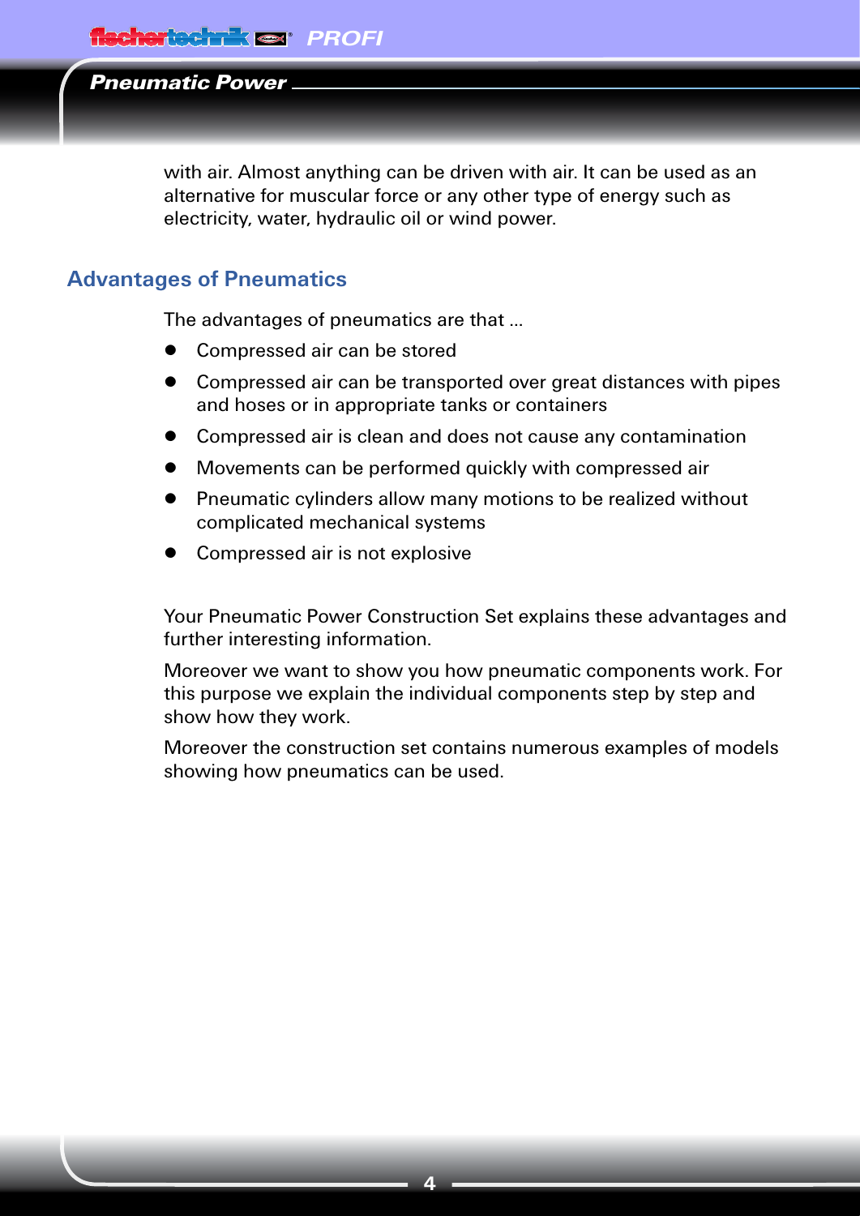with air. Almost anything can be driven with air. It can be used as an alternative for muscular force or any other type of energy such as electricity, water, hydraulic oil or wind power.

## Advantages of Pneumatics

The advantages of pneumatics are that ...

- Compressed air can be stored
- Compressed air can be transported over great distances with pipes and hoses or in appropriate tanks or containers
- Compressed air is clean and does not cause any contamination
- Movements can be performed quickly with compressed air
- Pneumatic cylinders allow many motions to be realized without complicated mechanical systems
- Compressed air is not explosive

Your Pneumatic Power Construction Set explains these advantages and further interesting information.

Moreover we want to show you how pneumatic components work. For this purpose we explain the individual components step by step and show how they work.

Moreover the construction set contains numerous examples of models showing how pneumatics can be used.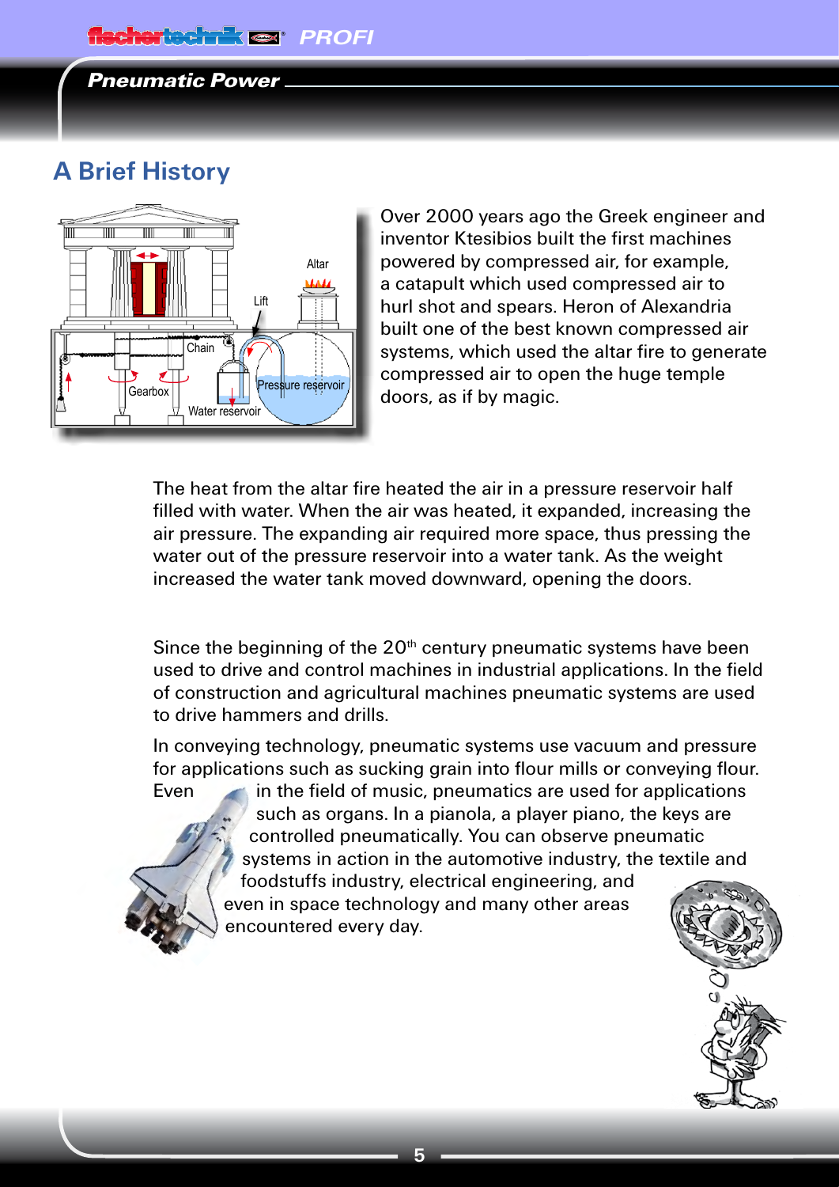## A Brief History

Over 2000 years ago the Greek engineer and inventor Ktesibios built the first machines powered by compressed air, for example, a catapult which used compressed air to hurl shot and spears. Heron of Alexandria built one of the best known compressed air systems, which used the altar fire to generate compressed air to open the huge temple doors, as if by magic.

The heat from the altar fire heated the air in a pressure reservoir half filled with water. When the air was heated, it expanded, increasing the air pressure. The expanding air required more space, thus pressing the water out of the pressure reservoir into a water tank. As the weight increased the water tank moved downward, opening the doors.

Since the beginning of the 20th century pneumatic systems have been used to drive and control machines in industrial applications. In the field of construction and agricultural machines pneumatic systems are used to drive hammers and drills.

In conveying technology, pneumatic systems use vacuum and pressure for applications such as sucking grain into flour mills or conveying flour. Even in the field of music, pneumatics are used for applications such as organs. In a pianola, a player piano, the keys are controlled pneumatically. You can observe pneumatic systems in action in the automotive industry, the textile and foodstuffs industry, electrical engineering, and even in space technology and many other areas encountered every day.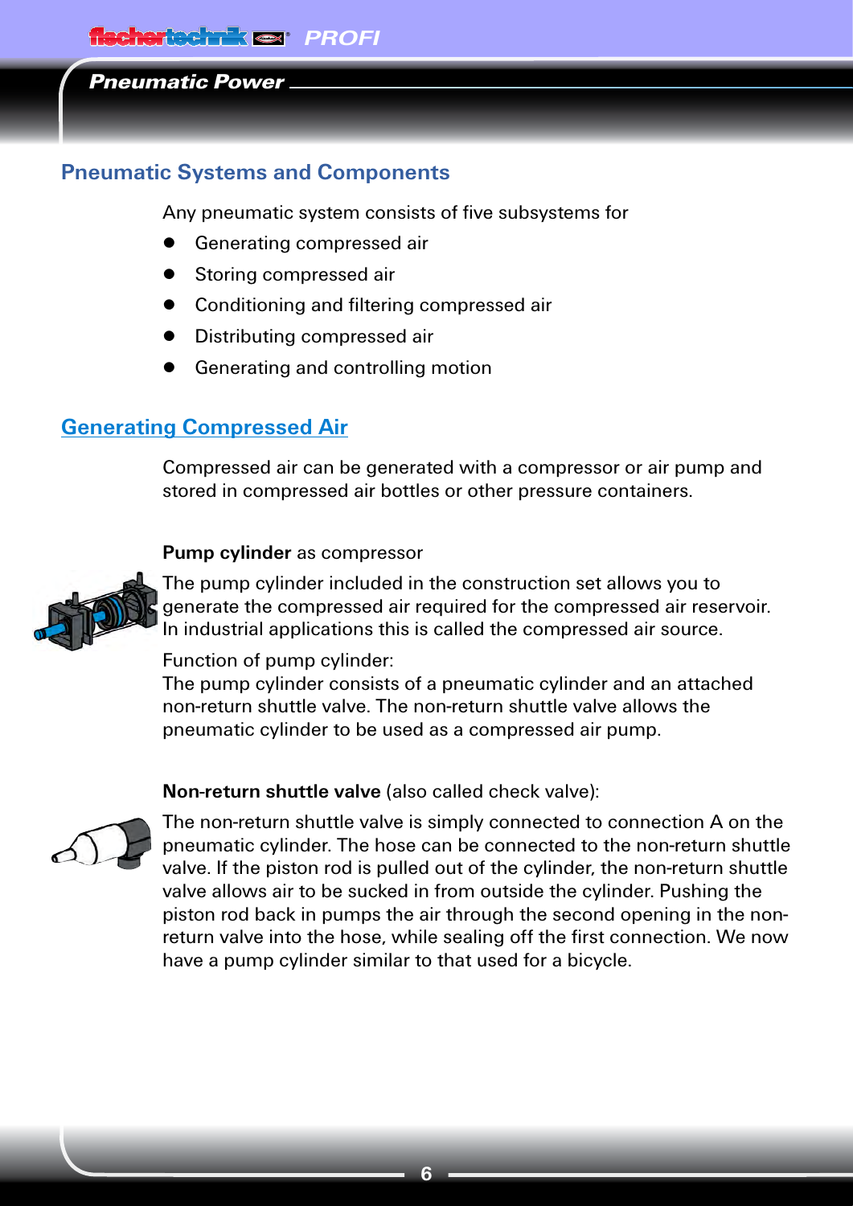## Pneumatic Systems and Components

Any pneumatic system consists of five subsystems for

- Generating compressed air
- Storing compressed air
- Conditioning and filtering compressed air
- Distributing compressed air
- Generating and controlling motion

## Generating Compressed Air

Compressed air can be generated with a compressor or air pump and stored in compressed air bottles or other pressure containers.

**Pump cylinder** as compressor

The pump cylinder included in the construction set allows you to generate the compressed air required for the compressed air reservoir. In industrial applications this is called the compressed air source.

Function of pump cylinder:
The pump cylinder consists of a pneumatic cylinder and an attached non-return shuttle valve. The non-return shuttle valve allows the pneumatic cylinder to be used as a compressed air pump.

**Non-return shuttle valve** (also called check valve):

The non-return shuttle valve is simply connected to connection A on the pneumatic cylinder. The hose can be connected to the non-return shuttle valve. If the piston rod is pulled out of the cylinder, the non-return shuttle valve allows air to be sucked in from outside the cylinder. Pushing the piston rod back in pumps the air through the second opening in the non-return valve into the hose, while sealing off the first connection. We now have a pump cylinder similar to that used for a bicycle.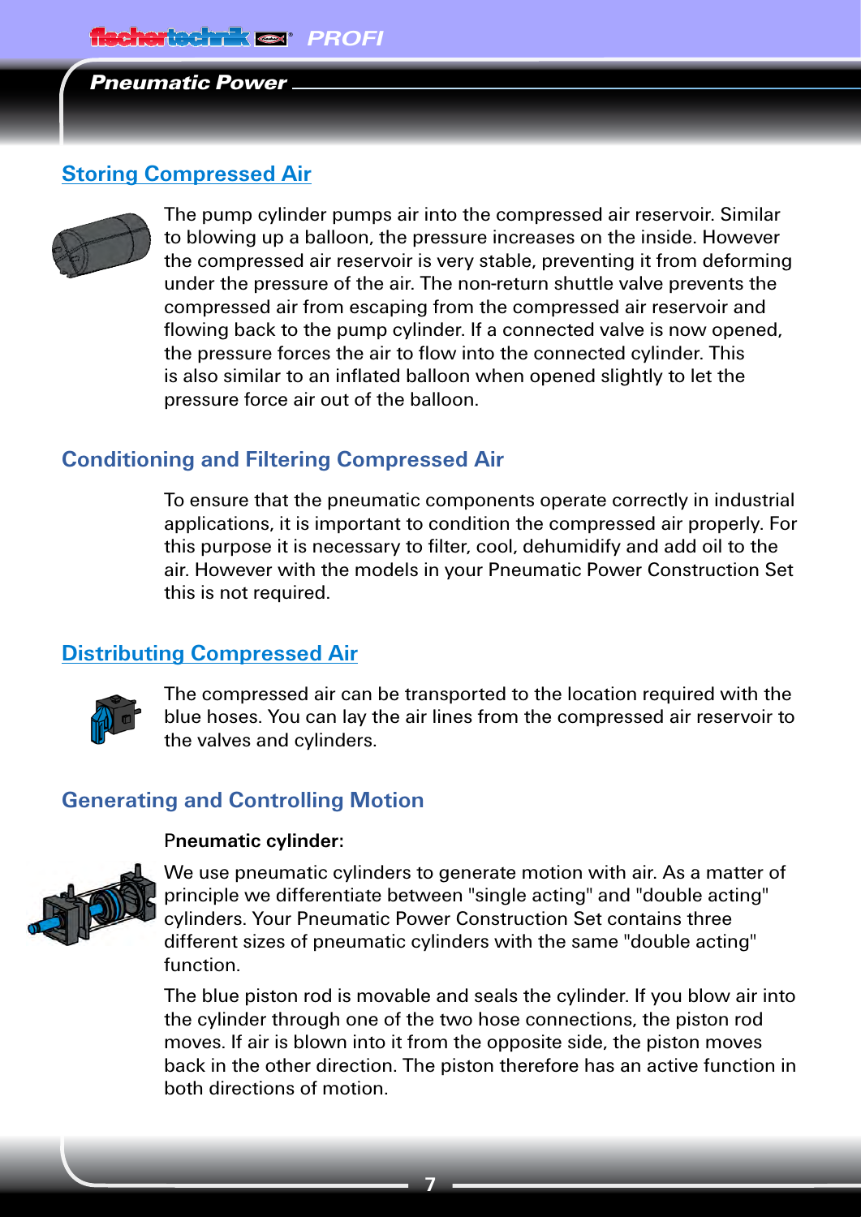## Storing Compressed Air

The pump cylinder pumps air into the compressed air reservoir. Similar to blowing up a balloon, the pressure increases on the inside. However the compressed air reservoir is very stable, preventing it from deforming under the pressure of the air. The non-return shuttle valve prevents the compressed air from escaping from the compressed air reservoir and flowing back to the pump cylinder. If a connected valve is now opened, the pressure forces the air to flow into the connected cylinder. This is also similar to an inflated balloon when opened slightly to let the pressure force air out of the balloon.

## Conditioning and Filtering Compressed Air

To ensure that the pneumatic components operate correctly in industrial applications, it is important to condition the compressed air properly. For this purpose it is necessary to filter, cool, dehumidify and add oil to the air. However with the models in your Pneumatic Power Construction Set this is not required.

## Distributing Compressed Air

The compressed air can be transported to the location required with the blue hoses. You can lay the air lines from the compressed air reservoir to the valves and cylinders.

## Generating and Controlling Motion

**Pneumatic cylinder:**

We use pneumatic cylinders to generate motion with air. As a matter of principle we differentiate between "single acting" and "double acting" cylinders. Your Pneumatic Power Construction Set contains three different sizes of pneumatic cylinders with the same "double acting" function.

The blue piston rod is movable and seals the cylinder. If you blow air into the cylinder through one of the two hose connections, the piston rod moves. If air is blown into it from the opposite side, the piston moves back in the other direction. The piston therefore has an active function in both directions of motion.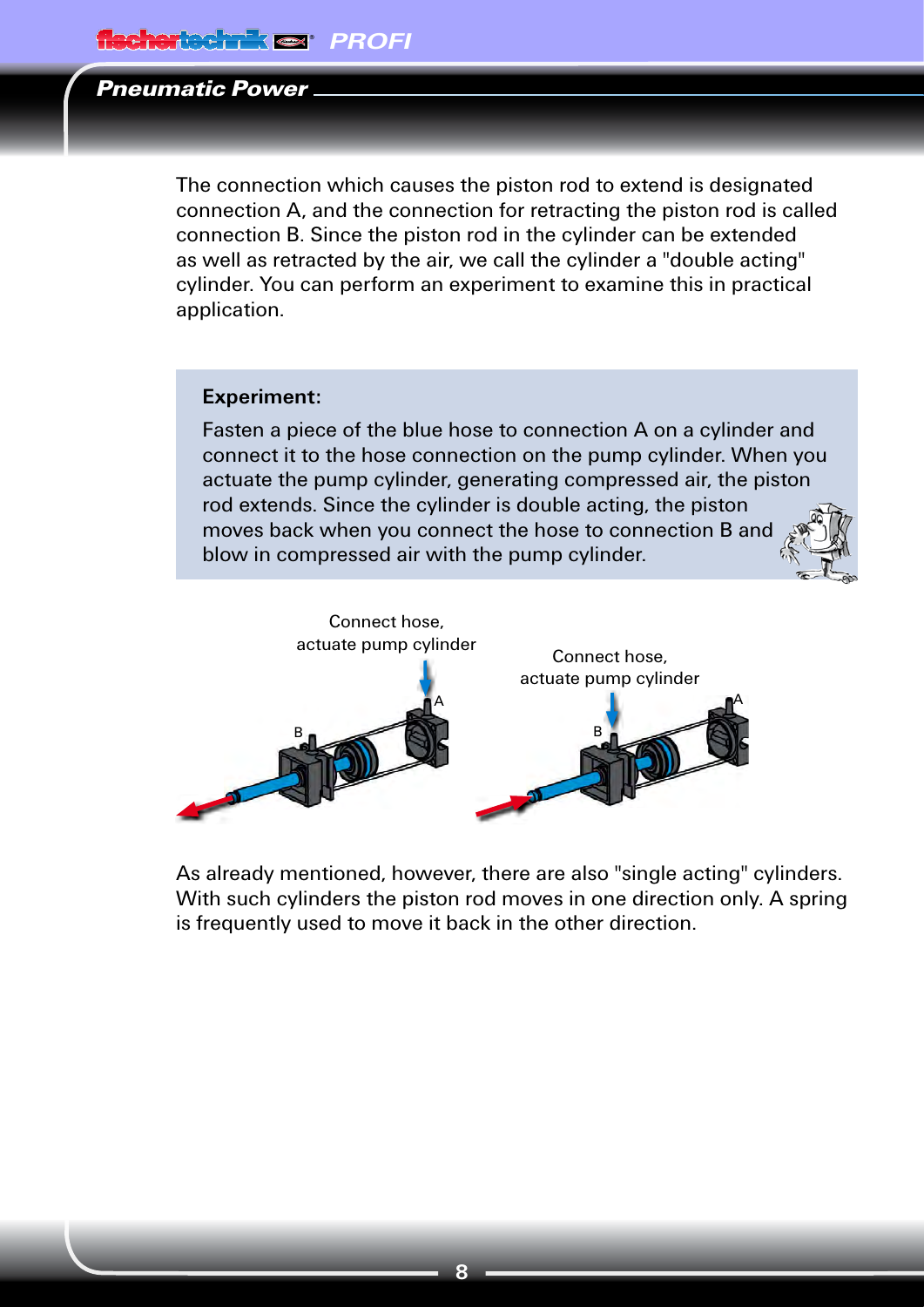The connection which causes the piston rod to extend is designated connection A, and the connection for retracting the piston rod is called connection B. Since the piston rod in the cylinder can be extended as well as retracted by the air, we call the cylinder a "double acting" cylinder. You can perform an experiment to examine this in practical application.

**Experiment:**

Fasten a piece of the blue hose to connection A on a cylinder and connect it to the hose connection on the pump cylinder. When you actuate the pump cylinder, generating compressed air, the piston rod extends. Since the cylinder is double acting, the piston moves back when you connect the hose to connection B and blow in compressed air with the pump cylinder.

Connect hose, actuate pump cylinder

Connect hose, actuate pump cylinder

As already mentioned, however, there are also "single acting" cylinders. With such cylinders the piston rod moves in one direction only. A spring is frequently used to move it back in the other direction.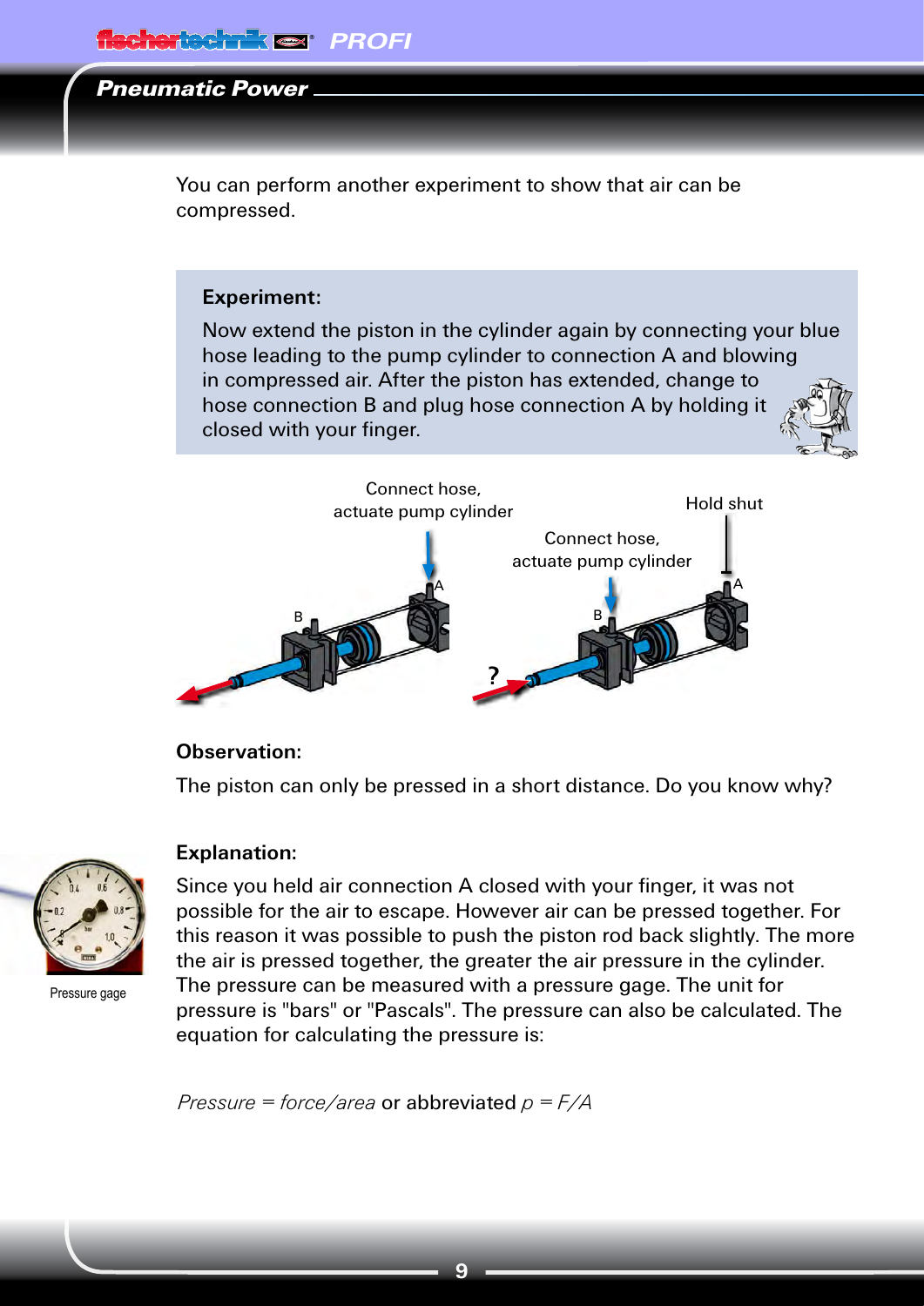You can perform another experiment to show that air can be compressed.

**Experiment:**

Now extend the piston in the cylinder again by connecting your blue hose leading to the pump cylinder to connection A and blowing in compressed air. After the piston has extended, change to hose connection B and plug hose connection A by holding it closed with your finger.

Connect hose, actuate pump cylinder

Connect hose, actuate pump cylinder

Hold shut

**Observation:**

The piston can only be pressed in a short distance. Do you know why?

**Explanation:**

Since you held air connection A closed with your finger, it was not possible for the air to escape. However air can be pressed together. For this reason it was possible to push the piston rod back slightly. The more the air is pressed together, the greater the air pressure in the cylinder. The pressure can be measured with a pressure gage. The unit for pressure is "bars" or "Pascals". The pressure can also be calculated. The equation for calculating the pressure is:

Pressure gage

*Pressure = force/area* or abbreviated $p = F/A$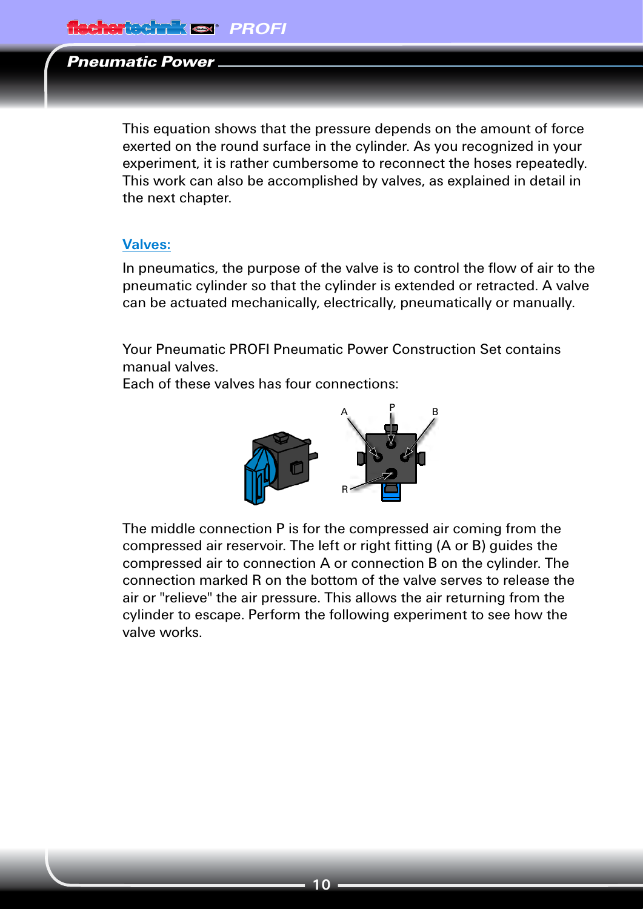This equation shows that the pressure depends on the amount of force exerted on the round surface in the cylinder. As you recognized in your experiment, it is rather cumbersome to reconnect the hoses repeatedly. This work can also be accomplished by valves, as explained in detail in the next chapter.

## Valves:

In pneumatics, the purpose of the valve is to control the flow of air to the pneumatic cylinder so that the cylinder is extended or retracted. A valve can be actuated mechanically, electrically, pneumatically or manually.

Your Pneumatic PROFI Pneumatic Power Construction Set contains manual valves.
Each of these valves has four connections:

The middle connection P is for the compressed air coming from the compressed air reservoir. The left or right fitting (A or B) guides the compressed air to connection A or connection B on the cylinder. The connection marked R on the bottom of the valve serves to release the air or "relieve" the air pressure. This allows the air returning from the cylinder to escape. Perform the following experiment to see how the valve works.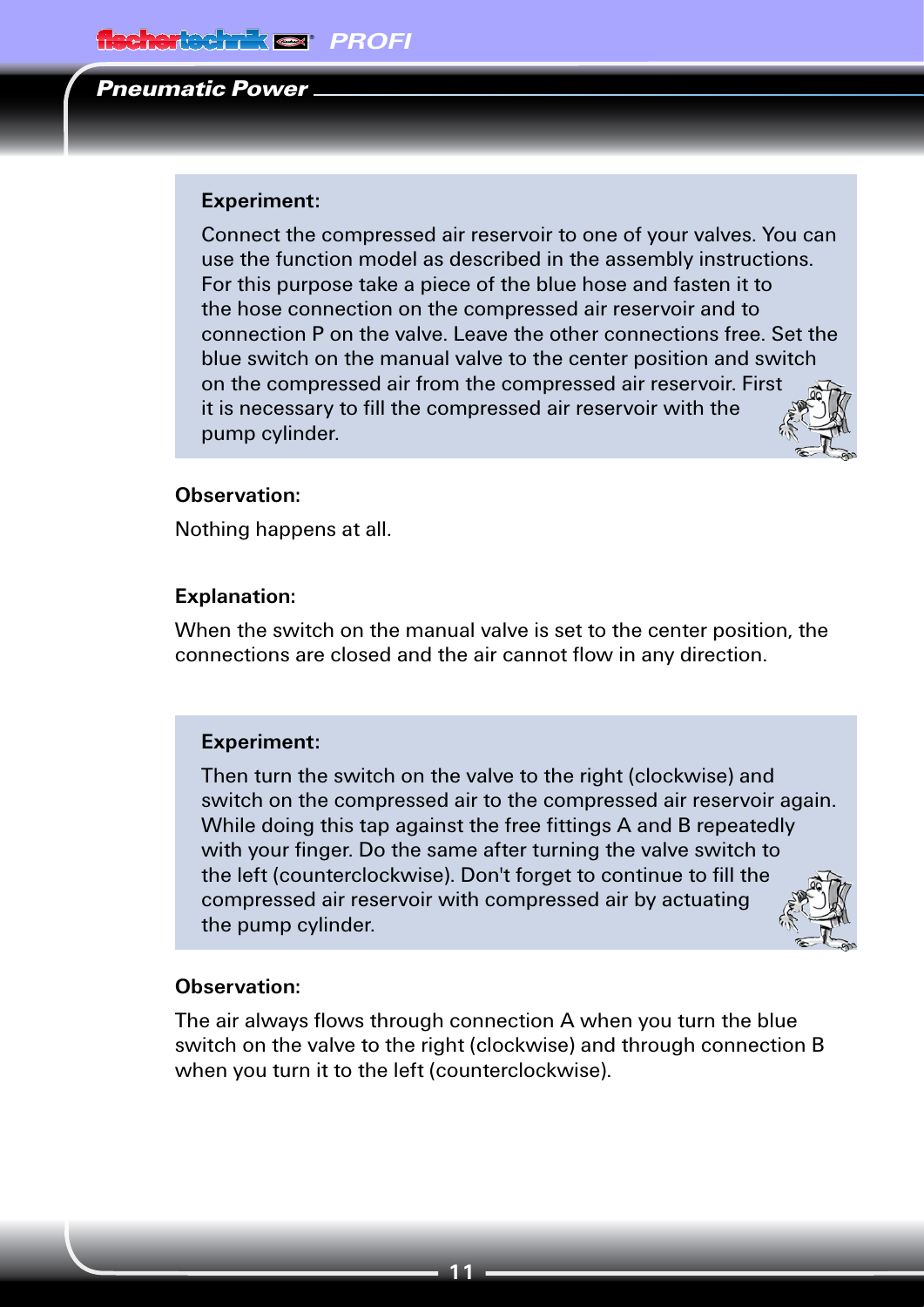**Experiment:**

Connect the compressed air reservoir to one of your valves. You can use the function model as described in the assembly instructions. For this purpose take a piece of the blue hose and fasten it to the hose connection on the compressed air reservoir and to connection P on the valve. Leave the other connections free. Set the blue switch on the manual valve to the center position and switch on the compressed air from the compressed air reservoir. First it is necessary to fill the compressed air reservoir with the pump cylinder.

**Observation:**

Nothing happens at all.

**Explanation:**

When the switch on the manual valve is set to the center position, the connections are closed and the air cannot flow in any direction.

**Experiment:**

Then turn the switch on the valve to the right (clockwise) and switch on the compressed air to the compressed air reservoir again. While doing this tap against the free fittings A and B repeatedly with your finger. Do the same after turning the valve switch to the left (counterclockwise). Don't forget to continue to fill the compressed air reservoir with compressed air by actuating the pump cylinder.

**Observation:**

The air always flows through connection A when you turn the blue switch on the valve to the right (clockwise) and through connection B when you turn it to the left (counterclockwise).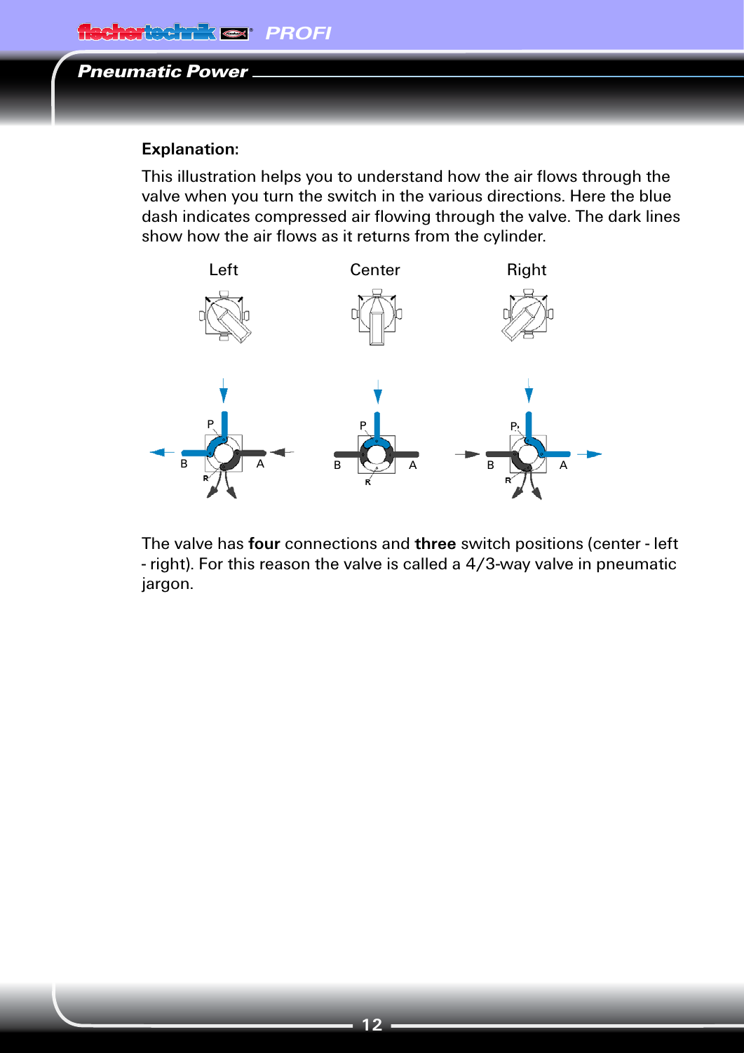**Explanation:**

This illustration helps you to understand how the air flows through the valve when you turn the switch in the various directions. Here the blue dash indicates compressed air flowing through the valve. The dark lines show how the air flows as it returns from the cylinder.

Left    Center    Right

The valve has **four** connections and **three** switch positions (center - left - right). For this reason the valve is called a 4/3-way valve in pneumatic jargon.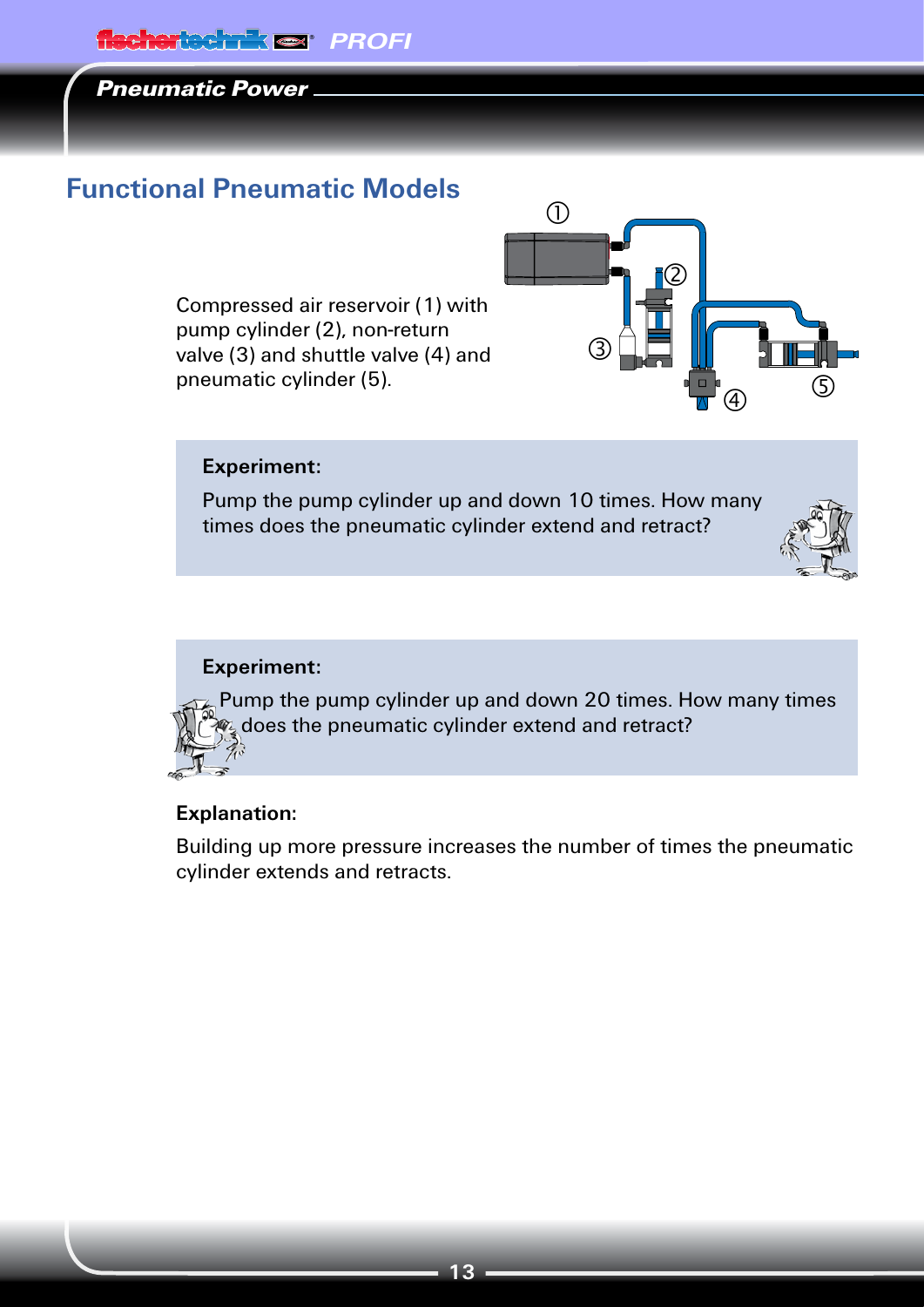## Functional Pneumatic Models

Compressed air reservoir (1) with pump cylinder (2), non-return valve (3) and shuttle valve (4) and pneumatic cylinder (5).

**Experiment:**

Pump the pump cylinder up and down 10 times. How many times does the pneumatic cylinder extend and retract?

**Experiment:**

Pump the pump cylinder up and down 20 times. How many times does the pneumatic cylinder extend and retract?

**Explanation:**

Building up more pressure increases the number of times the pneumatic cylinder extends and retracts.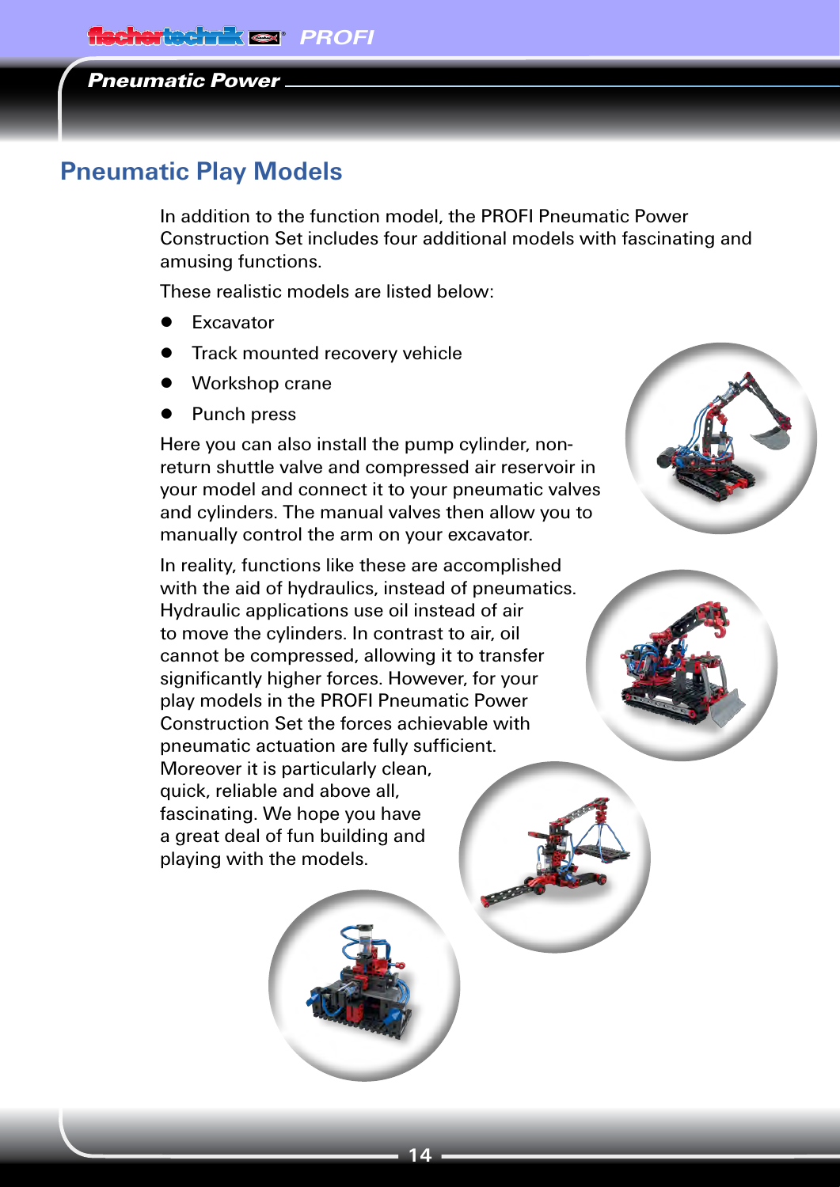## Pneumatic Play Models

In addition to the function model, the PROFI Pneumatic Power Construction Set includes four additional models with fascinating and amusing functions.

These realistic models are listed below:

- Excavator
- Track mounted recovery vehicle
- Workshop crane
- Punch press

Here you can also install the pump cylinder, non-return shuttle valve and compressed air reservoir in your model and connect it to your pneumatic valves and cylinders. The manual valves then allow you to manually control the arm on your excavator.

In reality, functions like these are accomplished with the aid of hydraulics, instead of pneumatics. Hydraulic applications use oil instead of air to move the cylinders. In contrast to air, oil cannot be compressed, allowing it to transfer significantly higher forces. However, for your play models in the PROFI Pneumatic Power Construction Set the forces achievable with pneumatic actuation are fully sufficient. Moreover it is particularly clean, quick, reliable and above all, fascinating. We hope you have a great deal of fun building and playing with the models.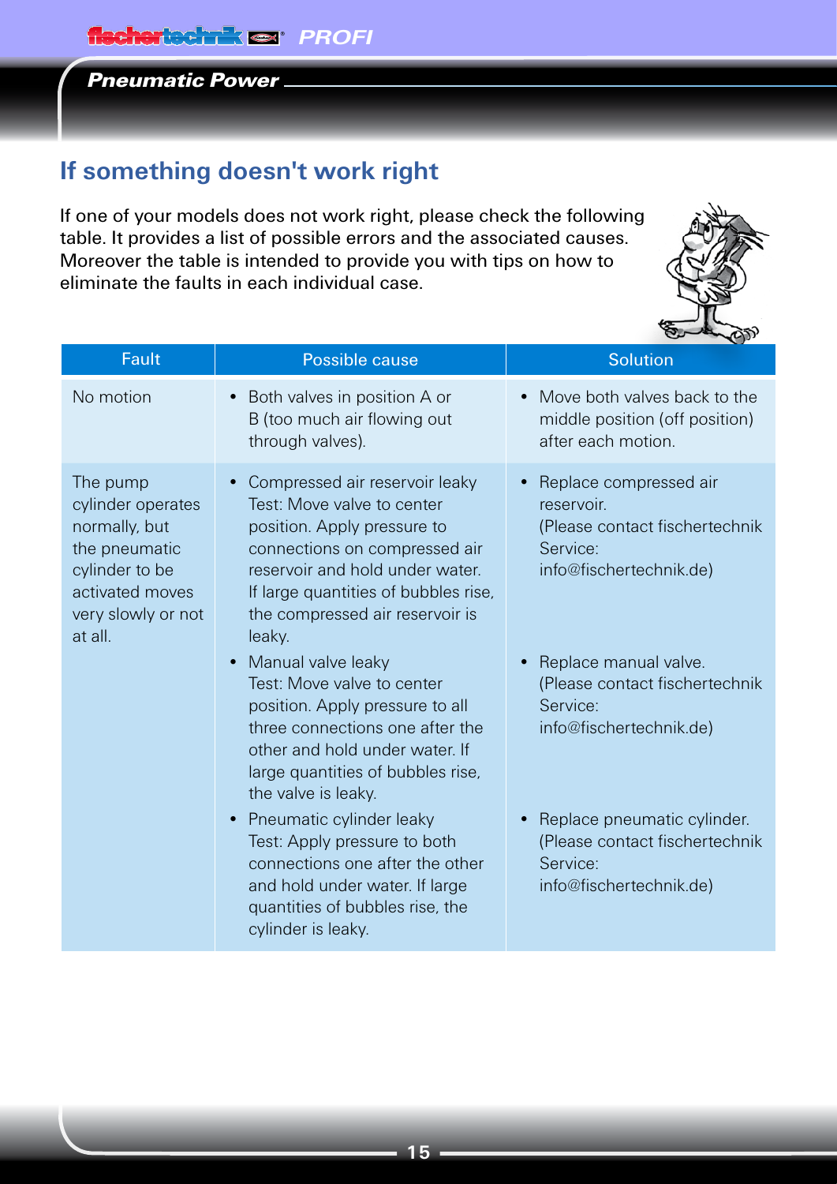## If something doesn't work right

If one of your models does not work right, please check the following table. It provides a list of possible errors and the associated causes. Moreover the table is intended to provide you with tips on how to eliminate the faults in each individual case.

| Fault | Possible cause | Solution |
|---|---|---|
| No motion | • Both valves in position A or B (too much air flowing out through valves). | • Move both valves back to the middle position (off position) after each motion. |
| The pump cylinder operates normally, but the pneumatic cylinder to be activated moves very slowly or not at all. | • Compressed air reservoir leaky<br>Test: Move valve to center position. Apply pressure to connections on compressed air reservoir and hold under water. If large quantities of bubbles rise, the compressed air reservoir is leaky. | • Replace compressed air reservoir.<br>(Please contact fischertechnik Service: info@fischertechnik.de) |
| | • Manual valve leaky<br>Test: Move valve to center position. Apply pressure to all three connections one after the other and hold under water. If large quantities of bubbles rise, the valve is leaky. | • Replace manual valve.<br>(Please contact fischertechnik Service: info@fischertechnik.de) |
| | • Pneumatic cylinder leaky<br>Test: Apply pressure to both connections one after the other and hold under water. If large quantities of bubbles rise, the cylinder is leaky. | • Replace pneumatic cylinder.<br>(Please contact fischertechnik Service: info@fischertechnik.de) |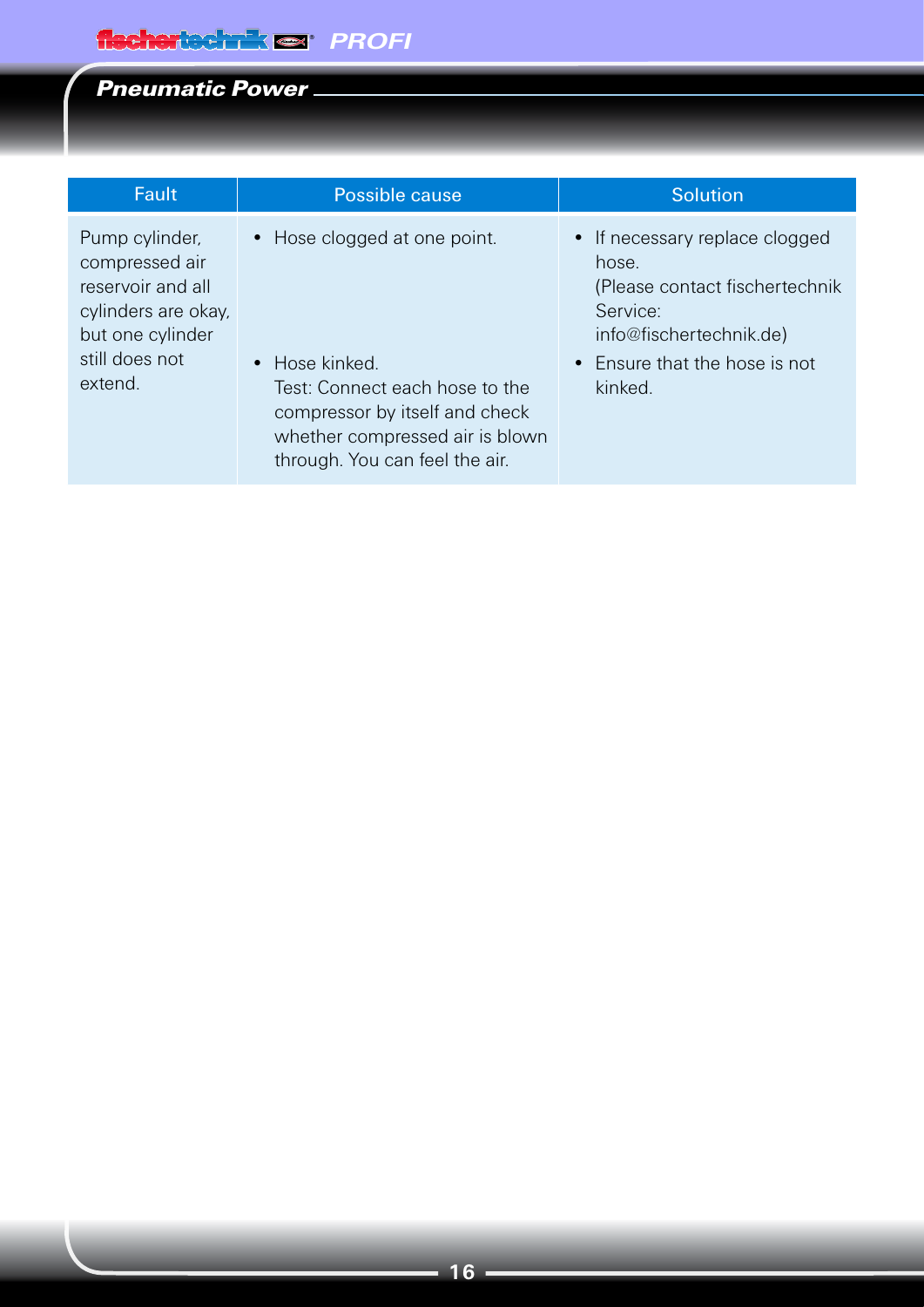| Fault | Possible cause | Solution |
|---|---|---|
| Pump cylinder, compressed air reservoir and all cylinders are okay, but one cylinder still does not extend. | • Hose clogged at one point.<br><br>• Hose kinked.<br>Test: Connect each hose to the compressor by itself and check whether compressed air is blown through. You can feel the air. | • If necessary replace clogged hose.<br>(Please contact fischertechnik Service: info@fischertechnik.de)<br>• Ensure that the hose is not kinked. |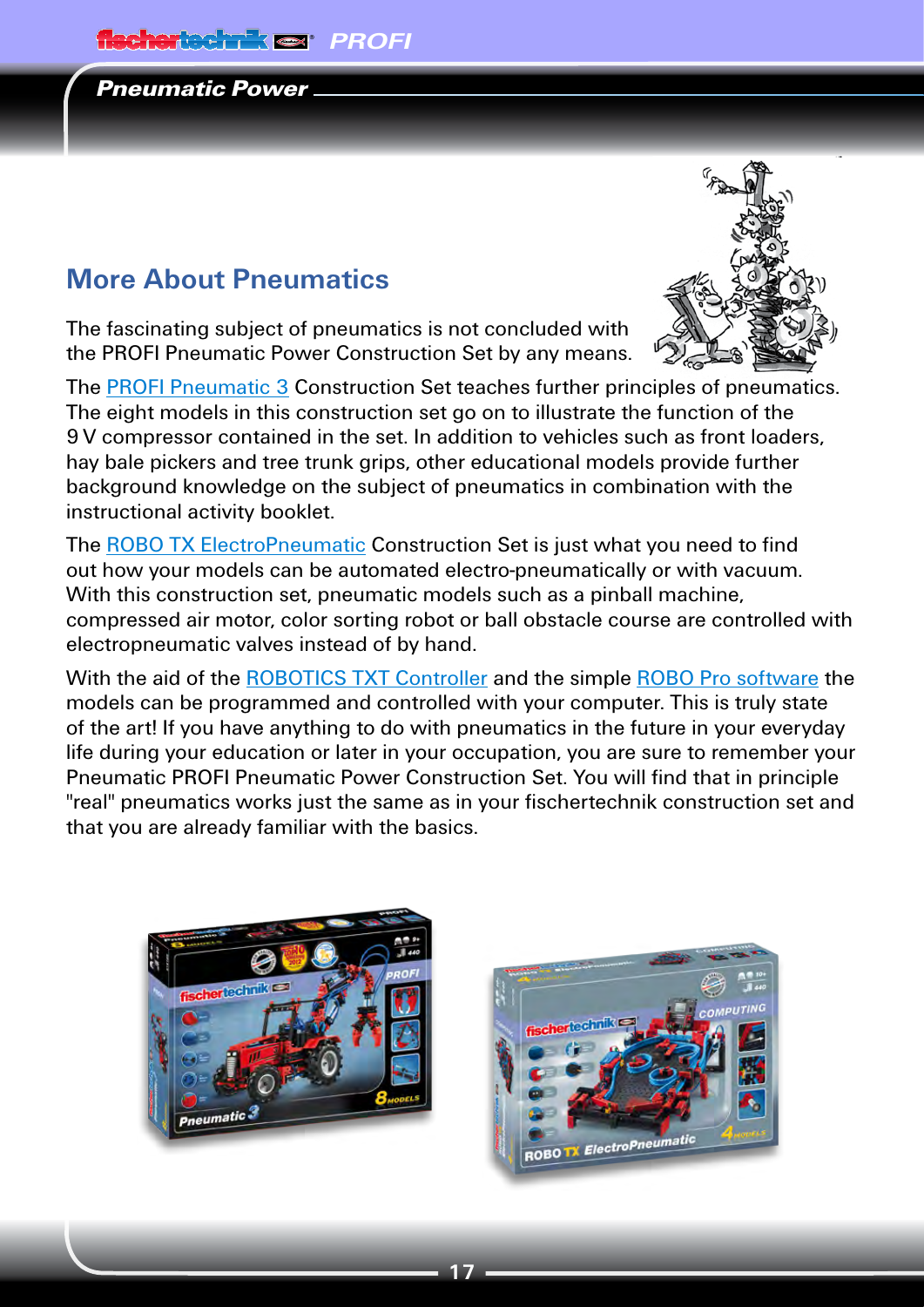## More About Pneumatics

The fascinating subject of pneumatics is not concluded with the PROFI Pneumatic Power Construction Set by any means.

The PROFI Pneumatic 3 Construction Set teaches further principles of pneumatics. The eight models in this construction set go on to illustrate the function of the 9 V compressor contained in the set. In addition to vehicles such as front loaders, hay bale pickers and tree trunk grips, other educational models provide further background knowledge on the subject of pneumatics in combination with the instructional activity booklet.

The ROBO TX ElectroPneumatic Construction Set is just what you need to find out how your models can be automated electro-pneumatically or with vacuum. With this construction set, pneumatic models such as a pinball machine, compressed air motor, color sorting robot or ball obstacle course are controlled with electropneumatic valves instead of by hand.

With the aid of the ROBOTICS TXT Controller and the simple ROBO Pro software the models can be programmed and controlled with your computer. This is truly state of the art! If you have anything to do with pneumatics in the future in your everyday life during your education or later in your occupation, you are sure to remember your Pneumatic PROFI Pneumatic Power Construction Set. You will find that in principle "real" pneumatics works just the same as in your fischertechnik construction set and that you are already familiar with the basics.